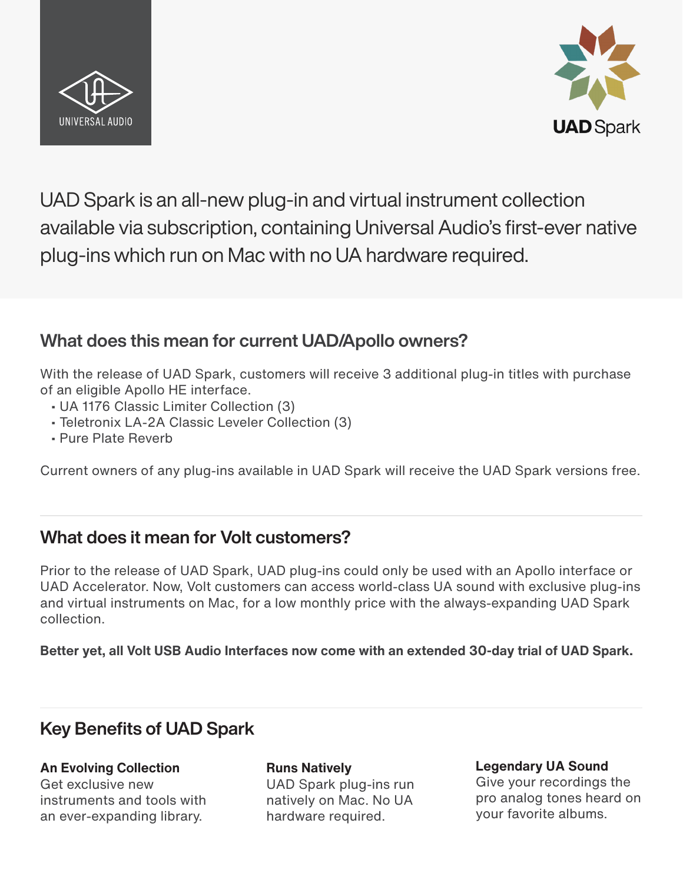UNIVERSAL AUDIO

UAD Spark

UAD Spark is an all-new plug-in and virtual instrument collection available via subscription, containing Universal Audio's first-ever native plug-ins which run on Mac with no UA hardware required.

## What does this mean for current UAD/Apollo owners?

With the release of UAD Spark, customers will receive 3 additional plug-in titles with purchase of an eligible Apollo HE interface.

- UA 1176 Classic Limiter Collection (3)
- Teletronix LA-2A Classic Leveler Collection (3)
- Pure Plate Reverb

Current owners of any plug-ins available in UAD Spark will receive the UAD Spark versions free.

## What does it mean for Volt customers?

Prior to the release of UAD Spark, UAD plug-ins could only be used with an Apollo interface or UAD Accelerator. Now, Volt customers can access world-class UA sound with exclusive plug-ins and virtual instruments on Mac, for a low monthly price with the always-expanding UAD Spark collection.

**Better yet, all Volt USB Audio Interfaces now come with an extended 30-day trial of UAD Spark.**

## Key Benefits of UAD Spark

**An Evolving Collection**
Get exclusive new instruments and tools with an ever-expanding library.

**Runs Natively**
UAD Spark plug-ins run natively on Mac. No UA hardware required.

**Legendary UA Sound**
Give your recordings the pro analog tones heard on your favorite albums.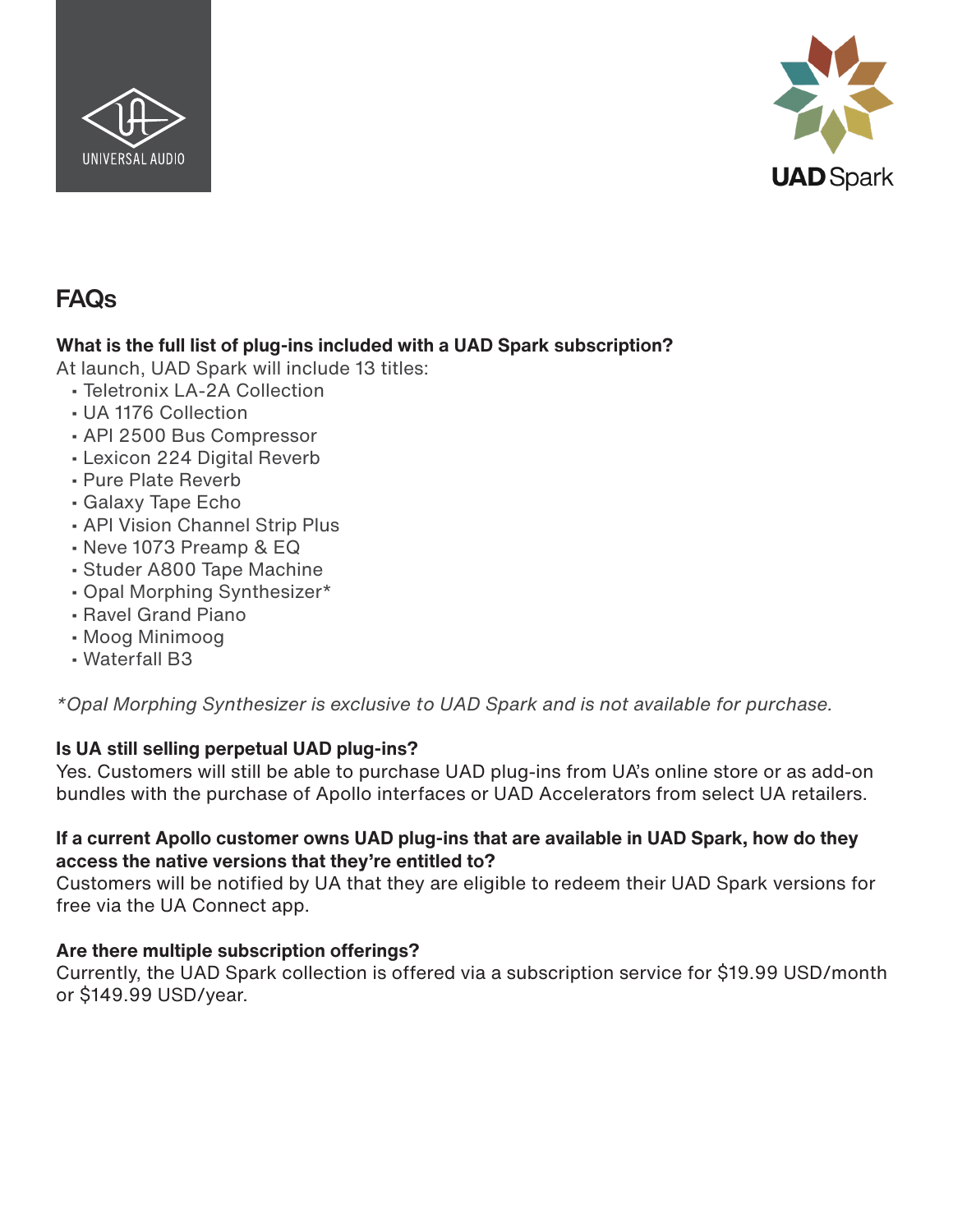## FAQs

**What is the full list of plug-ins included with a UAD Spark subscription?**

At launch, UAD Spark will include 13 titles:

- Teletronix LA-2A Collection
- UA 1176 Collection
- API 2500 Bus Compressor
- Lexicon 224 Digital Reverb
- Pure Plate Reverb
- Galaxy Tape Echo
- API Vision Channel Strip Plus
- Neve 1073 Preamp & EQ
- Studer A800 Tape Machine
- Opal Morphing Synthesizer*
- Ravel Grand Piano
- Moog Minimoog
- Waterfall B3

*\*Opal Morphing Synthesizer is exclusive to UAD Spark and is not available for purchase.*

**Is UA still selling perpetual UAD plug-ins?**

Yes. Customers will still be able to purchase UAD plug-ins from UA's online store or as add-on bundles with the purchase of Apollo interfaces or UAD Accelerators from select UA retailers.

**If a current Apollo customer owns UAD plug-ins that are available in UAD Spark, how do they access the native versions that they're entitled to?**

Customers will be notified by UA that they are eligible to redeem their UAD Spark versions for free via the UA Connect app.

**Are there multiple subscription offerings?**

Currently, the UAD Spark collection is offered via a subscription service for $19.99 USD/month or $149.99 USD/year.